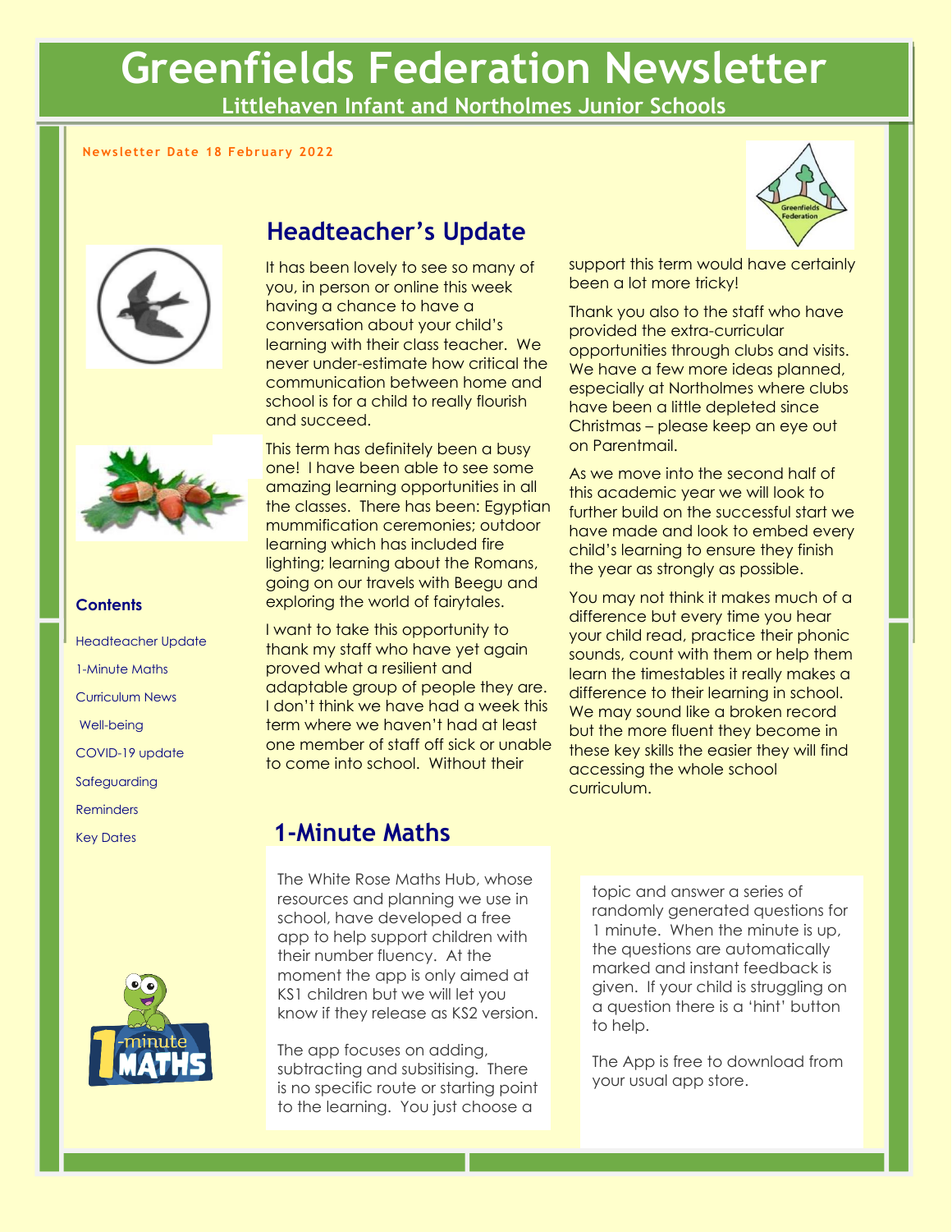# Greenfields Federation Newsletter

**Littlehaven Infant and Northolmes Junior Schools**

Newsletter Date 18 February 2022

**Contents**

- Headteacher Update
- 1-Minute Maths
- Curriculum News
- Well-being
- COVID-19 update
- Safeguarding
- Reminders
- Key Dates

## Headteacher's Update

It has been lovely to see so many of you, in person or online this week having a chance to have a conversation about your child's learning with their class teacher. We never under-estimate how critical the communication between home and school is for a child to really flourish and succeed.

This term has definitely been a busy one! I have been able to see some amazing learning opportunities in all the classes. There has been: Egyptian mummification ceremonies; outdoor learning which has included fire lighting; learning about the Romans, going on our travels with Beegu and exploring the world of fairytales.

I want to take this opportunity to thank my staff who have yet again proved what a resilient and adaptable group of people they are. I don't think we have had a week this term where we haven't had at least one member of staff off sick or unable to come into school. Without their support this term would have certainly been a lot more tricky!

Thank you also to the staff who have provided the extra-curricular opportunities through clubs and visits. We have a few more ideas planned, especially at Northolmes where clubs have been a little depleted since Christmas – please keep an eye out on Parentmail.

As we move into the second half of this academic year we will look to further build on the successful start we have made and look to embed every child's learning to ensure they finish the year as strongly as possible.

You may not think it makes much of a difference but every time you hear your child read, practice their phonic sounds, count with them or help them learn the timestables it really makes a difference to their learning in school. We may sound like a broken record but the more fluent they become in these key skills the easier they will find accessing the whole school curriculum.

## 1-Minute Maths

The White Rose Maths Hub, whose resources and planning we use in school, have developed a free app to help support children with their number fluency. At the moment the app is only aimed at KS1 children but we will let you know if they release as KS2 version.

The app focuses on adding, subtracting and subsitising. There is no specific route or starting point to the learning. You just choose a topic and answer a series of randomly generated questions for 1 minute. When the minute is up, the questions are automatically marked and instant feedback is given. If your child is struggling on a question there is a 'hint' button to help.

The App is free to download from your usual app store.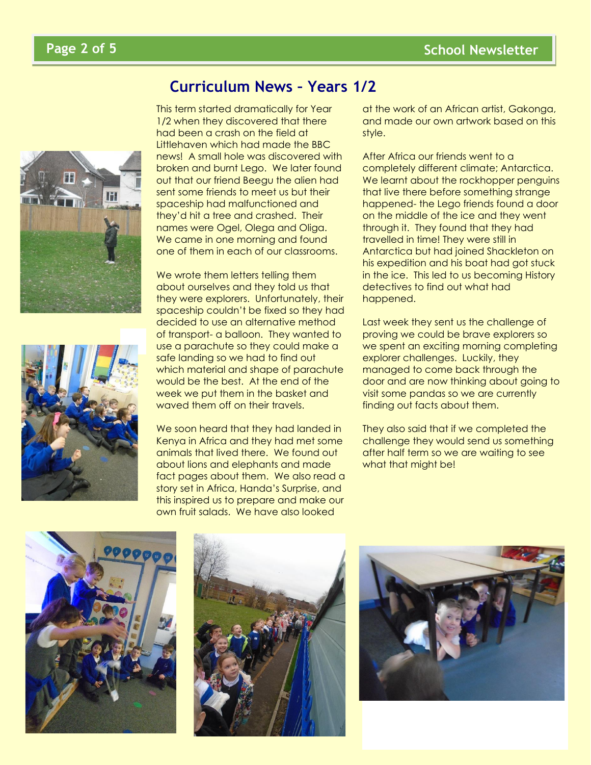## Curriculum News – Years 1/2

This term started dramatically for Year 1/2 when they discovered that there had been a crash on the field at Littlehaven which had made the BBC news! A small hole was discovered with broken and burnt Lego. We later found out that our friend Beegu the alien had sent some friends to meet us but their spaceship had malfunctioned and they'd hit a tree and crashed. Their names were Ogel, Olega and Oliga. We came in one morning and found one of them in each of our classrooms.

We wrote them letters telling them about ourselves and they told us that they were explorers. Unfortunately, their spaceship couldn't be fixed so they had decided to use an alternative method of transport- a balloon. They wanted to use a parachute so they could make a safe landing so we had to find out which material and shape of parachute would be the best. At the end of the week we put them in the basket and waved them off on their travels.

We soon heard that they had landed in Kenya in Africa and they had met some animals that lived there. We found out about lions and elephants and made fact pages about them. We also read a story set in Africa, Handa's Surprise, and this inspired us to prepare and make our own fruit salads. We have also looked at the work of an African artist, Gakonga, and made our own artwork based on this style.

After Africa our friends went to a completely different climate; Antarctica. We learnt about the rockhopper penguins that live there before something strange happened- the Lego friends found a door on the middle of the ice and they went through it. They found that they had travelled in time! They were still in Antarctica but had joined Shackleton on his expedition and his boat had got stuck in the ice. This led to us becoming History detectives to find out what had happened.

Last week they sent us the challenge of proving we could be brave explorers so we spent an exciting morning completing explorer challenges. Luckily, they managed to come back through the door and are now thinking about going to visit some pandas so we are currently finding out facts about them.

They also said that if we completed the challenge they would send us something after half term so we are waiting to see what that might be!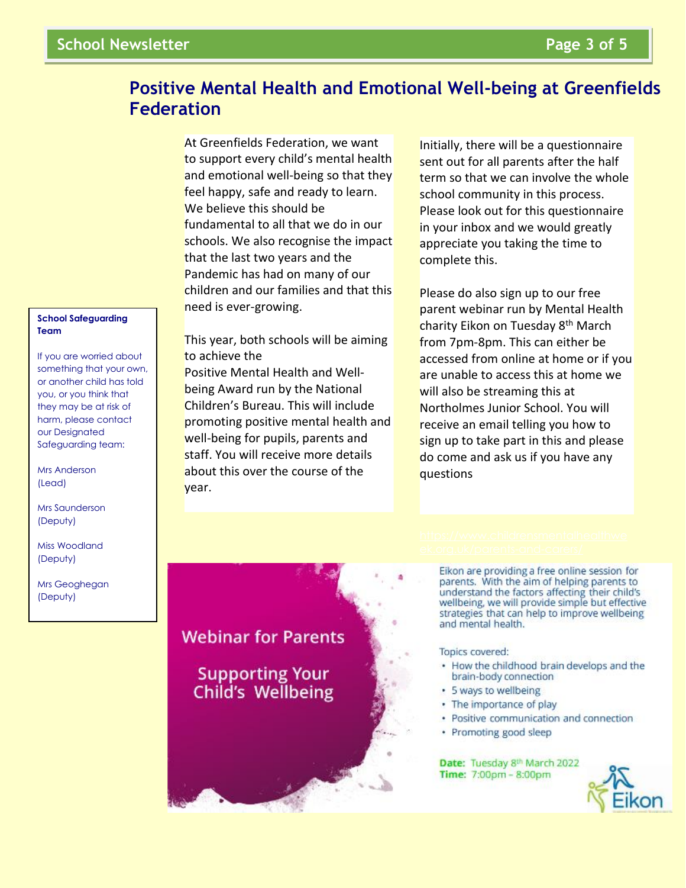# Positive Mental Health and Emotional Well-being at Greenfields Federation

At Greenfields Federation, we want to support every child's mental health and emotional well-being so that they feel happy, safe and ready to learn. We believe this should be fundamental to all that we do in our schools. We also recognise the impact that the last two years and the Pandemic has had on many of our children and our families and that this need is ever-growing.

This year, both schools will be aiming to achieve the Positive Mental Health and Well-being Award run by the National Children's Bureau. This will include promoting positive mental health and well-being for pupils, parents and staff. You will receive more details about this over the course of the year.

Initially, there will be a questionnaire sent out for all parents after the half term so that we can involve the whole school community in this process. Please look out for this questionnaire in your inbox and we would greatly appreciate you taking the time to complete this.

Please do also sign up to our free parent webinar run by Mental Health charity Eikon on Tuesday 8th March from 7pm-8pm. This can either be accessed from online at home or if you are unable to access this at home we will also be streaming this at Northolmes Junior School. You will receive an email telling you how to sign up to take part in this and please do come and ask us if you have any questions

https://www.childrensmentalhealthweek.org.uk/parents-and-carers/

**School Safeguarding Team**

If you are worried about something that your own, or another child has told you, or you think that they may be at risk of harm, please contact our Designated Safeguarding team:

Mrs Anderson (Lead)

Mrs Saunderson (Deputy)

Miss Woodland (Deputy)

Mrs Geoghegan (Deputy)

## Webinar for Parents

### Supporting Your Child's Wellbeing

Eikon are providing a free online session for parents. With the aim of helping parents to understand the factors affecting their child's wellbeing, we will provide simple but effective strategies that can help to improve wellbeing and mental health.

Topics covered:

- How the childhood brain develops and the brain-body connection
- 5 ways to wellbeing
- The importance of play
- Positive communication and connection
- Promoting good sleep

**Date:** Tuesday 8th March 2022
**Time:** 7:00pm – 8:00pm

Eikon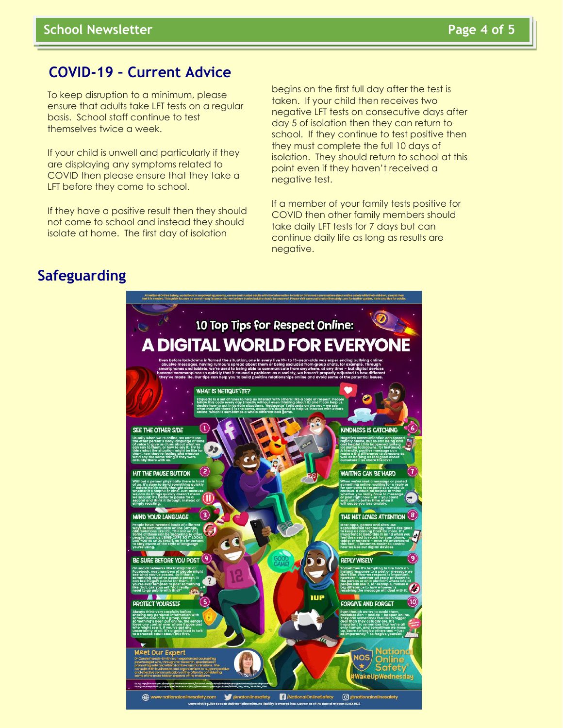## COVID-19 – Current Advice

To keep disruption to a minimum, please ensure that adults take LFT tests on a regular basis. School staff continue to test themselves twice a week.

If your child is unwell and particularly if they are displaying any symptoms related to COVID then please ensure that they take a LFT before they come to school.

If they have a positive result then they should not come to school and instead they should isolate at home. The first day of isolation begins on the first full day after the test is taken. If your child then receives two negative LFT tests on consecutive days after day 5 of isolation then they can return to school. If they continue to test positive then they must complete the full 10 days of isolation. They should return to school at this point even if they haven't received a negative test.

If a member of your family tests positive for COVID then other family members should take daily LFT tests for 7 days but can continue daily life as long as results are negative.

## Safeguarding

### 10 Top Tips for Respect Online: A DIGITAL WORLD FOR EVERYONE

Even before lockdowns inflamed the situation, one in every five 10- to 15-year-olds was experiencing bullying online: abusive messages, having rumours spread about them or being excluded from group chats, for example. Through smartphones and tablets, we're used to being able to communicate from anywhere, at any time – but digital devices became commonplace so quickly that it caused a problem: as a society, we haven't properly adjusted to how different they've made life. Our tips can help you to build positive relationships online and avoid some of the potential issues.

**WHAT IS NETIQUETTE?**

Etiquette is a set of rules to help us interact with others: like a code of respect. People follow this code every day (mostly without even thinking about it) and it can help us decide how to act in certain situations. 'Netiquette' (etiquette on the net – we see what they did there!) is the same, except it's designed to help us interact with others online, which is sometimes a whole different ball game.

1. **SEE THE OTHER SIDE** – Usually when we're online, we can't use the other person's body language or tone of voice to give us clues about what we can say to them, or how to say it. Try to think what the situation might be like for them, how they're feeling and whether we'd say the same thing if they were actually there with us.
2. **HIT THE PAUSE BUTTON** – Without a person physically there in front of us, it's easy to send something quickly – before we've really thought about whether it's helpful or kind. Just because we can do things quickly doesn't mean we should: it's better to pause for a second and think it through, instead of simply reacting.
3. **MIND YOUR LANGUAGE** – People have invented loads of different ways to communicate online (emojis, abbreviations like LOL, TBH and so on). Some of these can be triggering to other people (such as USING CAPS SO IT LOOKS LIKE YOU'RE SHOUTING!), so it's important to stay aware of the style of language you're using.
4. **BE SURE BEFORE YOU POST** – On social networks like Instagram or Facebook, vast numbers of people might see what you've posted. So if that's something negative about a person, it can feel hugely painful for them. If you're ever tempted to post something like that, ask yourself "do I really need to go public with this?"
5. **PROTECT YOURSELF** – Always think very carefully before sharing any personal information with someone else or in a group. Once something's been put online, the sender loses any control over where it goes and who might see it. If you've got any uncertainty at all, it's a good idea to talk to a trusted adult about this first.
6. **KINDNESS IS CATCHING** – Negative communication can spread rapidly online, but so can being kind and helpful (this happened quite a lot during lockdowns, for instance). A friendly, positive message can make a big difference to someone as well as helping us feel good about ourselves – so share the love!
7. **WAITING CAN BE HARD** – When we've sent a message or posted something online, waiting for a reply or for someone to respond can make us anxious. It could be helpful to think whether you really have to message or post right now – or if you could wait until a better time when it will cause you less anxiety.
8. **THE NET LOVES ATTENTION** – Most apps, games and sites use sophisticated technology that's designed to keep us coming back for more. It's important to keep this in mind when you feel the need to reach for your phone, tablet or console – once we understand this fact, it becomes easier to control how we use our digital devices.
9. **REPLY WISELY** – Sometimes it's tempting to fire back an instant response to a post or message we don't like. How we respond is important, however – whether we reply privately to the person or on a platform where lots of people will see it, for example, makes a big difference to how whoever is receiving the message will deal with it.
10. **FORGIVE AND FORGET** – Even though we try to avoid them, mistakes can – and do – happen online. They can sometimes feel like a bigger deal than they actually are. It's important to remember that we're all only human, and sometimes we mess up. Learn to forgive others and – just as importantly – to forgive yourself.

**Meet Our Expert**

Dr Carole Francis-Smith is an experienced counselling psychologist who, through her research, specialises in promoting safe and ethical online communications. She consults with businesses and organisations to support positive and effective communication online, often by considering some of the more hidden aspects of the mediums.

National Online Safety #WakeUpWednesday

www.nationalonlinesafety.com | @natonlinesafety | /NationalOnlineSafety | @nationalonlinesafety

Users of this guide do so at their own discretion. No liability is entered into. Current as of the date of release: 02.02.2022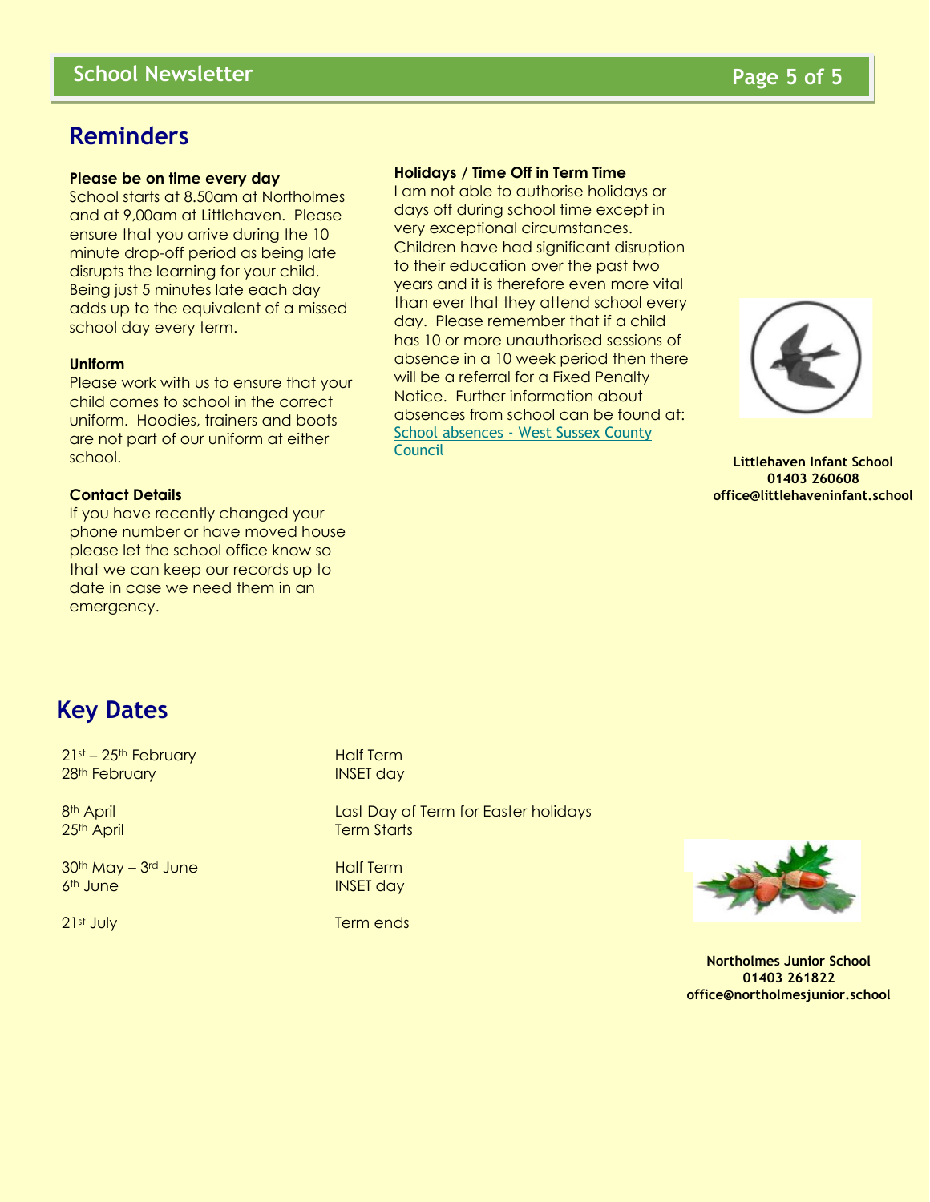## Reminders

**Please be on time every day**
School starts at 8.50am at Northolmes and at 9,00am at Littlehaven. Please ensure that you arrive during the 10 minute drop-off period as being late disrupts the learning for your child. Being just 5 minutes late each day adds up to the equivalent of a missed school day every term.

**Uniform**
Please work with us to ensure that your child comes to school in the correct uniform. Hoodies, trainers and boots are not part of our uniform at either school.

**Contact Details**
If you have recently changed your phone number or have moved house please let the school office know so that we can keep our records up to date in case we need them in an emergency.

**Holidays / Time Off in Term Time**
I am not able to authorise holidays or days off during school time except in very exceptional circumstances. Children have had significant disruption to their education over the past two years and it is therefore even more vital than ever that they attend school every day. Please remember that if a child has 10 or more unauthorised sessions of absence in a 10 week period then there will be a referral for a Fixed Penalty Notice. Further information about absences from school can be found at: School absences - West Sussex County Council

**Littlehaven Infant School**
**01403 260608**
**office@littlehaveninfant.school**

## Key Dates

| | |
|---|---|
| 21st – 25th February | Half Term |
| 28th February | INSET day |
| 8th April | Last Day of Term for Easter holidays |
| 25th April | Term Starts |
| 30th May – 3rd June | Half Term |
| 6th June | INSET day |
| 21st July | Term ends |

**Northolmes Junior School**
**01403 261822**
**office@northolmesjunior.school**